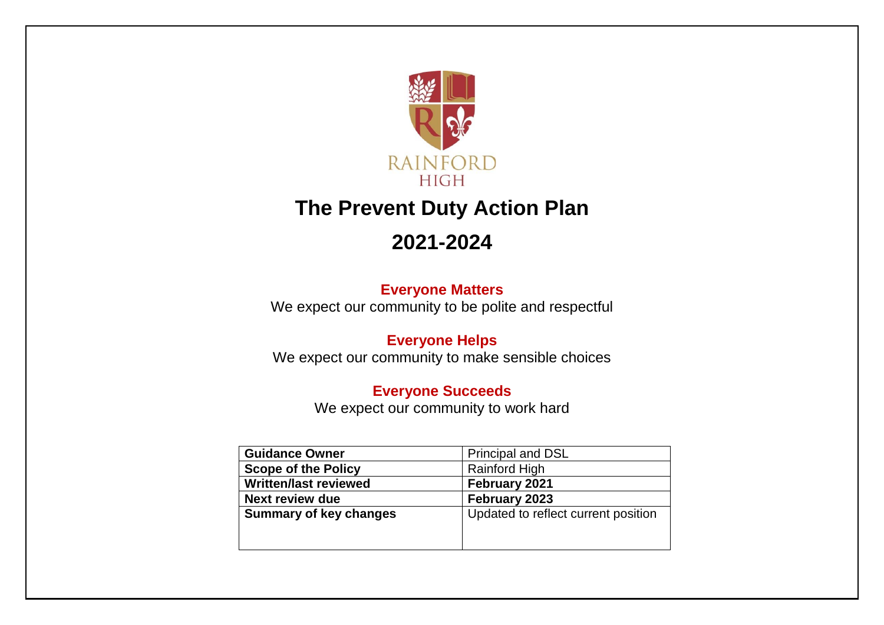RAINFORD HIGH

# The Prevent Duty Action Plan

# 2021-2024

**Everyone Matters**
We expect our community to be polite and respectful

**Everyone Helps**
We expect our community to make sensible choices

**Everyone Succeeds**
We expect our community to work hard

| **Guidance Owner** | Principal and DSL |
|---|---|
| **Scope of the Policy** | Rainford High |
| **Written/last reviewed** | **February 2021** |
| **Next review due** | **February 2023** |
| **Summary of key changes** | Updated to reflect current position |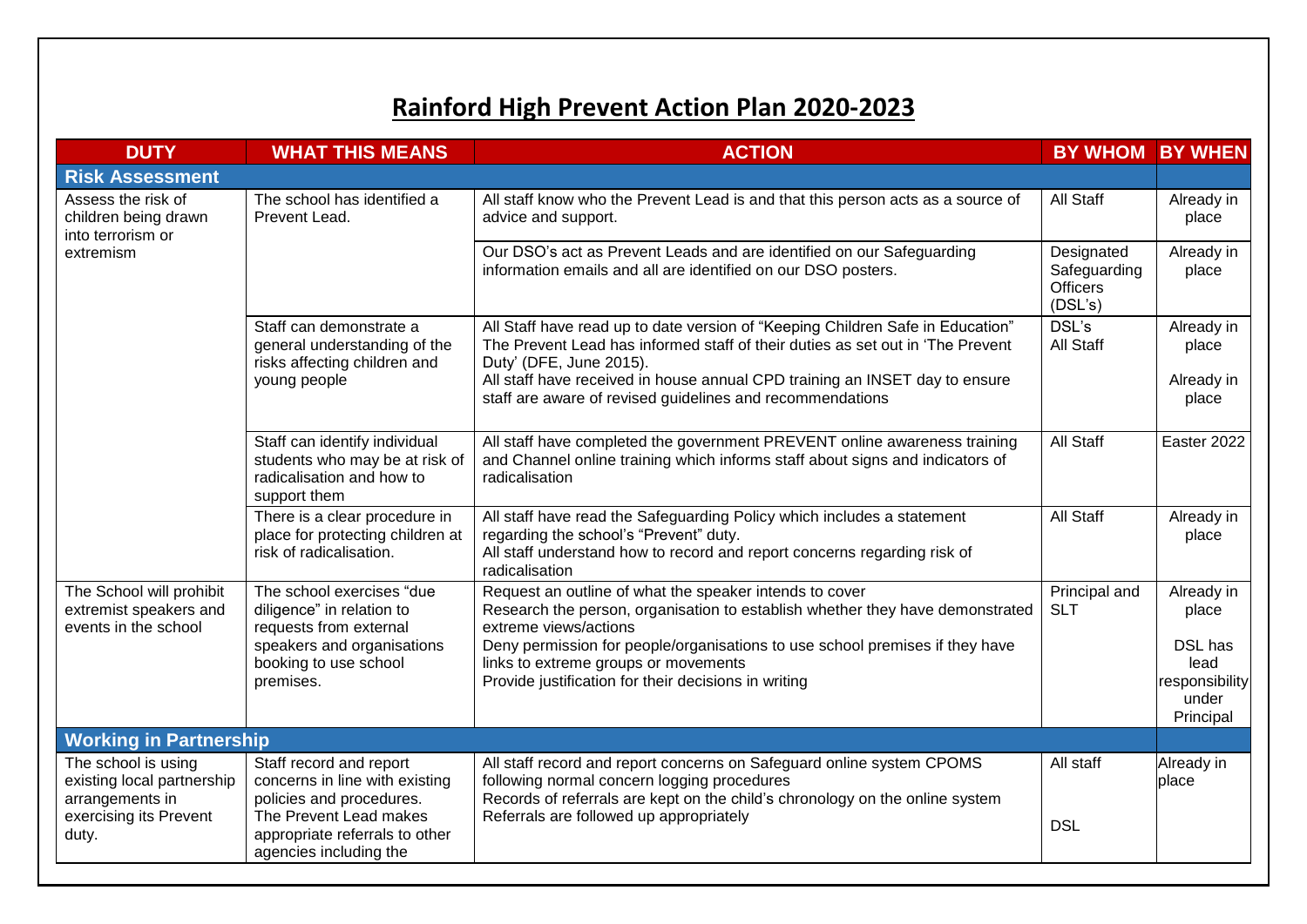# Rainford High Prevent Action Plan 2020-2023

| DUTY | WHAT THIS MEANS | ACTION | BY WHOM | BY WHEN |
|---|---|---|---|---|
| **Risk Assessment** | | | | |
| Assess the risk of children being drawn into terrorism or extremism | The school has identified a Prevent Lead. | All staff know who the Prevent Lead is and that this person acts as a source of advice and support. | All Staff | Already in place |
| | | Our DSO's act as Prevent Leads and are identified on our Safeguarding information emails and all are identified on our DSO posters. | Designated Safeguarding Officers (DSL's) | Already in place |
| | Staff can demonstrate a general understanding of the risks affecting children and young people | All Staff have read up to date version of "Keeping Children Safe in Education" The Prevent Lead has informed staff of their duties as set out in 'The Prevent Duty' (DFE, June 2015). All staff have received in house annual CPD training an INSET day to ensure staff are aware of revised guidelines and recommendations | DSL's All Staff | Already in place Already in place |
| | Staff can identify individual students who may be at risk of radicalisation and how to support them | All staff have completed the government PREVENT online awareness training and Channel online training which informs staff about signs and indicators of radicalisation | All Staff | Easter 2022 |
| | There is a clear procedure in place for protecting children at risk of radicalisation. | All staff have read the Safeguarding Policy which includes a statement regarding the school's "Prevent" duty. All staff understand how to record and report concerns regarding risk of radicalisation | All Staff | Already in place |
| The School will prohibit extremist speakers and events in the school | The school exercises "due diligence" in relation to requests from external speakers and organisations booking to use school premises. | Request an outline of what the speaker intends to cover Research the person, organisation to establish whether they have demonstrated extreme views/actions Deny permission for people/organisations to use school premises if they have links to extreme groups or movements Provide justification for their decisions in writing | Principal and SLT | Already in place DSL has lead responsibility under Principal |
| **Working in Partnership** | | | | |
| The school is using existing local partnership arrangements in exercising its Prevent duty. | Staff record and report concerns in line with existing policies and procedures. The Prevent Lead makes appropriate referrals to other agencies including the | All staff record and report concerns on Safeguard online system CPOMS following normal concern logging procedures Records of referrals are kept on the child's chronology on the online system Referrals are followed up appropriately | All staff DSL | Already in place |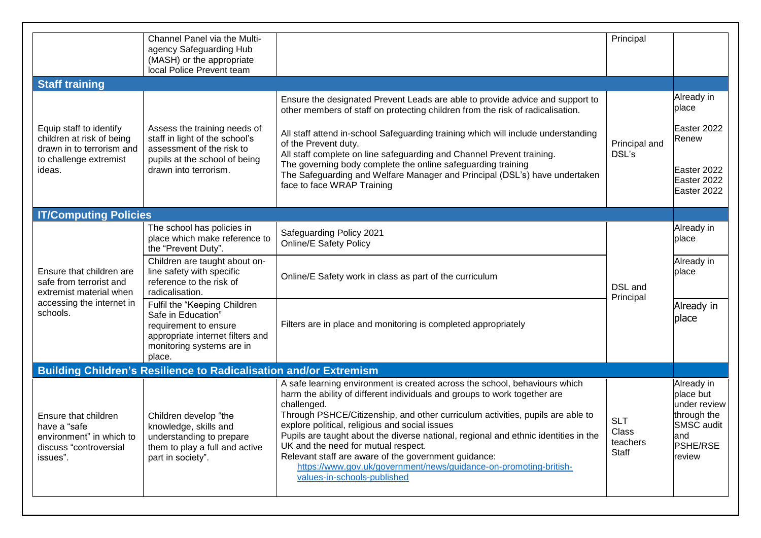| | | | | |
|---|---|---|---|---|
| | Channel Panel via the Multi-agency Safeguarding Hub (MASH) or the appropriate local Police Prevent team | | Principal | |
| **Staff training** | | | | |
| Equip staff to identify children at risk of being drawn in to terrorism and to challenge extremist ideas. | Assess the training needs of staff in light of the school's assessment of the risk to pupils at the school of being drawn into terrorism. | Ensure the designated Prevent Leads are able to provide advice and support to other members of staff on protecting children from the risk of radicalisation.<br><br>All staff attend in-school Safeguarding training which will include understanding of the Prevent duty.<br>All staff complete on line safeguarding and Channel Prevent training.<br>The governing body complete the online safeguarding training<br>The Safeguarding and Welfare Manager and Principal (DSL's) have undertaken face to face WRAP Training | Principal and DSL's | Already in place<br><br>Easter 2022 Renew<br><br>Easter 2022<br>Easter 2022<br>Easter 2022 |
| **IT/Computing Policies** | | | | |
| Ensure that children are safe from terrorist and extremist material when accessing the internet in schools. | The school has policies in place which make reference to the "Prevent Duty". | Safeguarding Policy 2021<br>Online/E Safety Policy | DSL and Principal | Already in place |
| | Children are taught about on-line safety with specific reference to the risk of radicalisation. | Online/E Safety work in class as part of the curriculum | | Already in place |
| | Fulfil the "Keeping Children Safe in Education" requirement to ensure appropriate internet filters and monitoring systems are in place. | Filters are in place and monitoring is completed appropriately | | Already in place |
| **Building Children's Resilience to Radicalisation and/or Extremism** | | | | |
| Ensure that children have a "safe environment" in which to discuss "controversial issues". | Children develop "the knowledge, skills and understanding to prepare them to play a full and active part in society". | A safe learning environment is created across the school, behaviours which harm the ability of different individuals and groups to work together are challenged.<br>Through PSHCE/Citizenship, and other curriculum activities, pupils are able to explore political, religious and social issues<br>Pupils are taught about the diverse national, regional and ethnic identities in the UK and the need for mutual respect.<br>Relevant staff are aware of the government guidance:<br>https://www.gov.uk/government/news/guidance-on-promoting-british-values-in-schools-published | SLT<br>Class teachers<br>Staff | Already in place but under review through the SMSC audit and PSHE/RSE review |